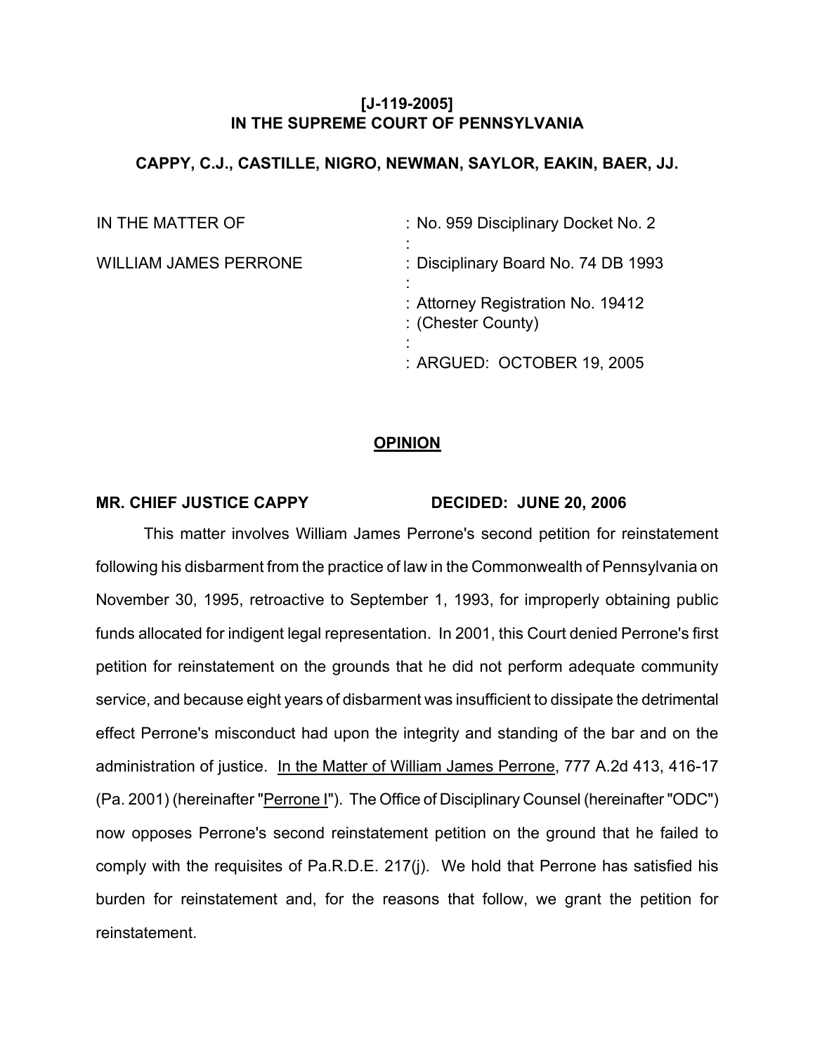**[J-119-2005]**
**IN THE SUPREME COURT OF PENNSYLVANIA**

**CAPPY, C.J., CASTILLE, NIGRO, NEWMAN, SAYLOR, EAKIN, BAER, JJ.**

| | |
|---|---|
| IN THE MATTER OF | : No. 959 Disciplinary Docket No. 2 |
| | : |
| WILLIAM JAMES PERRONE | : Disciplinary Board No. 74 DB 1993 |
| | : |
| | : Attorney Registration No. 19412 |
| | : (Chester County) |
| | : |
| | : ARGUED: OCTOBER 19, 2005 |

**OPINION**

**MR. CHIEF JUSTICE CAPPY** **DECIDED: JUNE 20, 2006**

This matter involves William James Perrone's second petition for reinstatement following his disbarment from the practice of law in the Commonwealth of Pennsylvania on November 30, 1995, retroactive to September 1, 1993, for improperly obtaining public funds allocated for indigent legal representation. In 2001, this Court denied Perrone's first petition for reinstatement on the grounds that he did not perform adequate community service, and because eight years of disbarment was insufficient to dissipate the detrimental effect Perrone's misconduct had upon the integrity and standing of the bar and on the administration of justice. In the Matter of William James Perrone, 777 A.2d 413, 416-17 (Pa. 2001) (hereinafter "Perrone I"). The Office of Disciplinary Counsel (hereinafter "ODC") now opposes Perrone's second reinstatement petition on the ground that he failed to comply with the requisites of Pa.R.D.E. 217(j). We hold that Perrone has satisfied his burden for reinstatement and, for the reasons that follow, we grant the petition for reinstatement.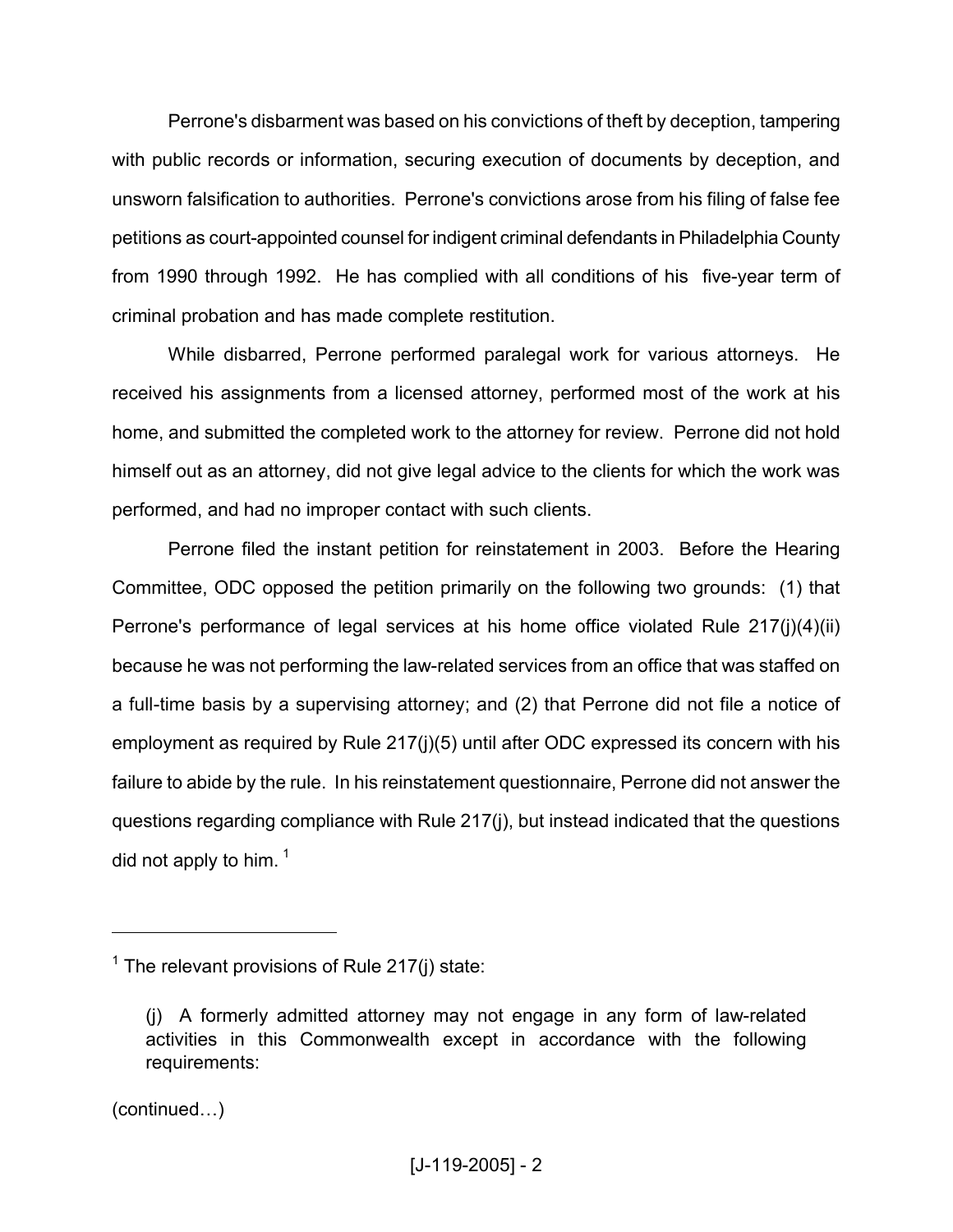Perrone's disbarment was based on his convictions of theft by deception, tampering with public records or information, securing execution of documents by deception, and unsworn falsification to authorities. Perrone's convictions arose from his filing of false fee petitions as court-appointed counsel for indigent criminal defendants in Philadelphia County from 1990 through 1992. He has complied with all conditions of his five-year term of criminal probation and has made complete restitution.

While disbarred, Perrone performed paralegal work for various attorneys. He received his assignments from a licensed attorney, performed most of the work at his home, and submitted the completed work to the attorney for review. Perrone did not hold himself out as an attorney, did not give legal advice to the clients for which the work was performed, and had no improper contact with such clients.

Perrone filed the instant petition for reinstatement in 2003. Before the Hearing Committee, ODC opposed the petition primarily on the following two grounds: (1) that Perrone's performance of legal services at his home office violated Rule 217(j)(4)(ii) because he was not performing the law-related services from an office that was staffed on a full-time basis by a supervising attorney; and (2) that Perrone did not file a notice of employment as required by Rule 217(j)(5) until after ODC expressed its concern with his failure to abide by the rule. In his reinstatement questionnaire, Perrone did not answer the questions regarding compliance with Rule 217(j), but instead indicated that the questions did not apply to him. [1]

---

[1] The relevant provisions of Rule 217(j) state:

> (j) A formerly admitted attorney may not engage in any form of law-related activities in this Commonwealth except in accordance with the following requirements:

(continued…)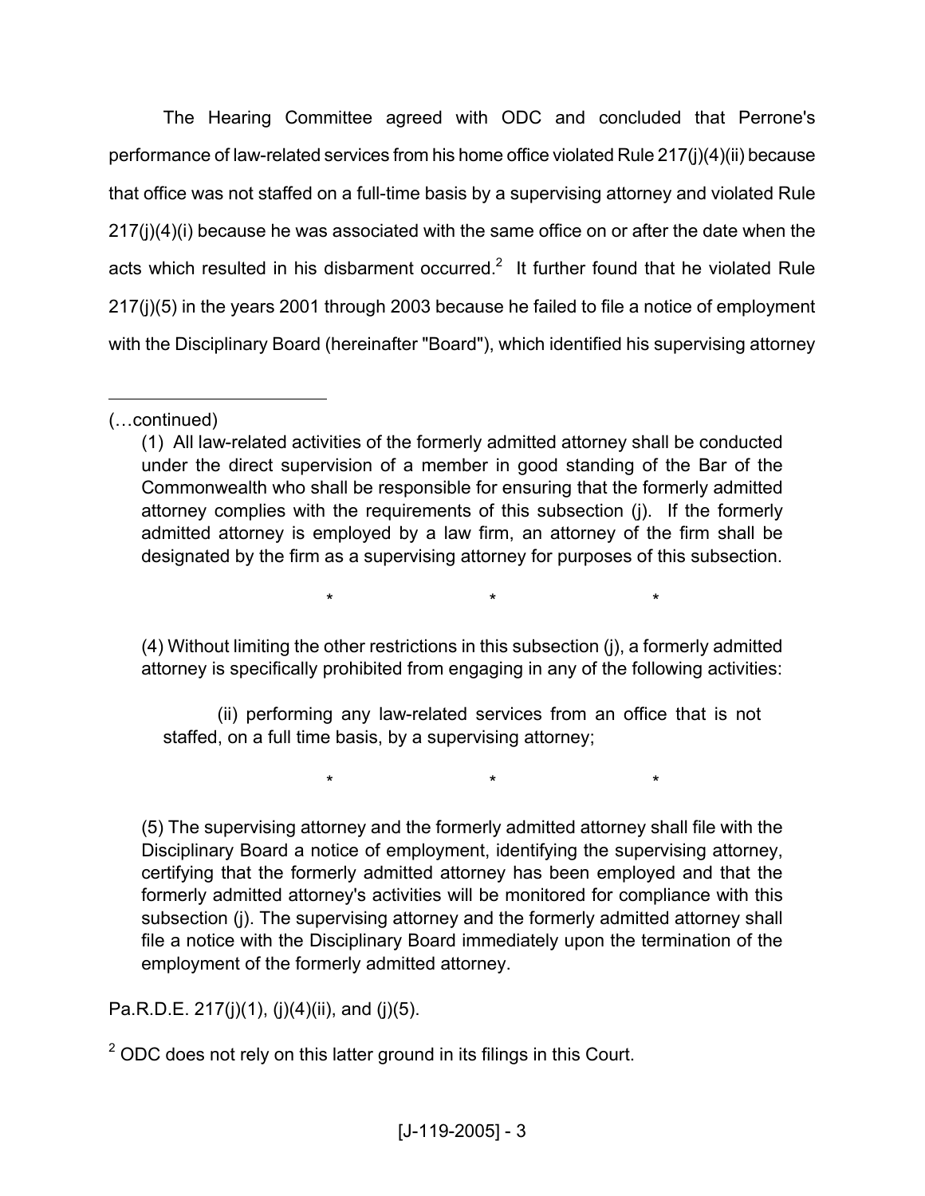The Hearing Committee agreed with ODC and concluded that Perrone's performance of law-related services from his home office violated Rule 217(j)(4)(ii) because that office was not staffed on a full-time basis by a supervising attorney and violated Rule 217(j)(4)(i) because he was associated with the same office on or after the date when the acts which resulted in his disbarment occurred.[2] It further found that he violated Rule 217(j)(5) in the years 2001 through 2003 because he failed to file a notice of employment with the Disciplinary Board (hereinafter "Board"), which identified his supervising attorney

---

(…continued)

> (1) All law-related activities of the formerly admitted attorney shall be conducted under the direct supervision of a member in good standing of the Bar of the Commonwealth who shall be responsible for ensuring that the formerly admitted attorney complies with the requirements of this subsection (j). If the formerly admitted attorney is employed by a law firm, an attorney of the firm shall be designated by the firm as a supervising attorney for purposes of this subsection.
>
> \* \* \*
>
> (4) Without limiting the other restrictions in this subsection (j), a formerly admitted attorney is specifically prohibited from engaging in any of the following activities:
>
> (ii) performing any law-related services from an office that is not staffed, on a full time basis, by a supervising attorney;
>
> \* \* \*
>
> (5) The supervising attorney and the formerly admitted attorney shall file with the Disciplinary Board a notice of employment, identifying the supervising attorney, certifying that the formerly admitted attorney has been employed and that the formerly admitted attorney's activities will be monitored for compliance with this subsection (j). The supervising attorney and the formerly admitted attorney shall file a notice with the Disciplinary Board immediately upon the termination of the employment of the formerly admitted attorney.

Pa.R.D.E. 217(j)(1), (j)(4)(ii), and (j)(5).

[2] ODC does not rely on this latter ground in its filings in this Court.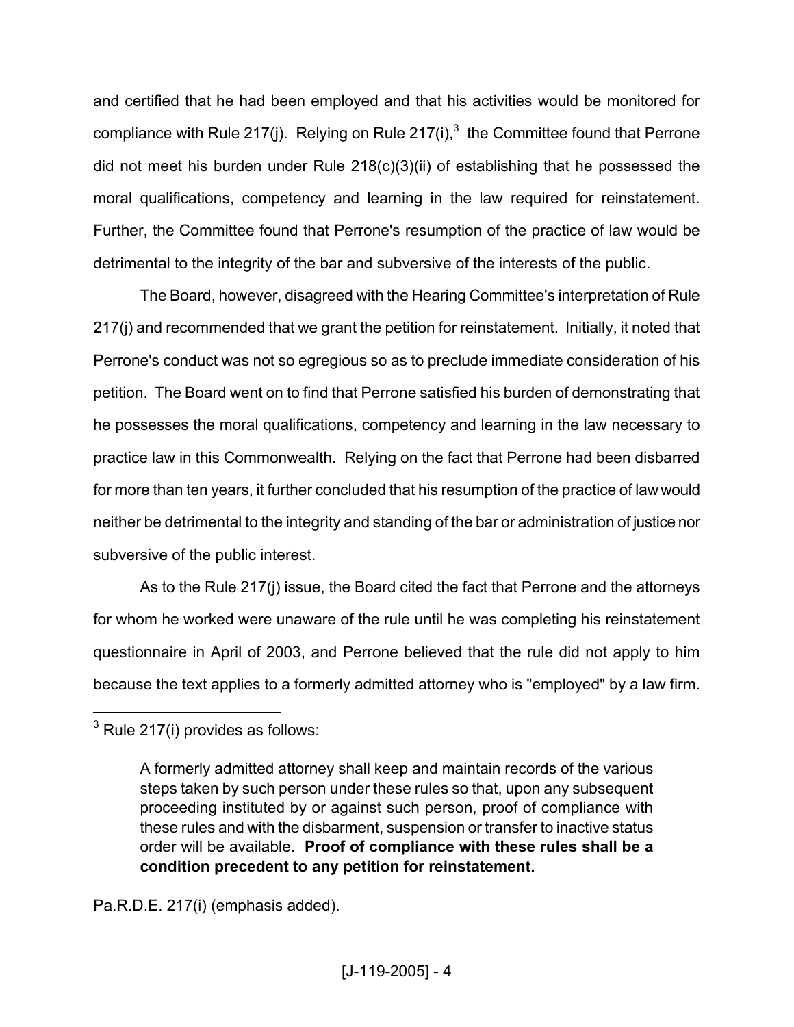and certified that he had been employed and that his activities would be monitored for compliance with Rule 217(j). Relying on Rule 217(i),[3] the Committee found that Perrone did not meet his burden under Rule 218(c)(3)(ii) of establishing that he possessed the moral qualifications, competency and learning in the law required for reinstatement. Further, the Committee found that Perrone's resumption of the practice of law would be detrimental to the integrity of the bar and subversive of the interests of the public.

The Board, however, disagreed with the Hearing Committee's interpretation of Rule 217(j) and recommended that we grant the petition for reinstatement. Initially, it noted that Perrone's conduct was not so egregious so as to preclude immediate consideration of his petition. The Board went on to find that Perrone satisfied his burden of demonstrating that he possesses the moral qualifications, competency and learning in the law necessary to practice law in this Commonwealth. Relying on the fact that Perrone had been disbarred for more than ten years, it further concluded that his resumption of the practice of law would neither be detrimental to the integrity and standing of the bar or administration of justice nor subversive of the public interest.

As to the Rule 217(j) issue, the Board cited the fact that Perrone and the attorneys for whom he worked were unaware of the rule until he was completing his reinstatement questionnaire in April of 2003, and Perrone believed that the rule did not apply to him because the text applies to a formerly admitted attorney who is "employed" by a law firm.

---

[3] Rule 217(i) provides as follows:

> A formerly admitted attorney shall keep and maintain records of the various steps taken by such person under these rules so that, upon any subsequent proceeding instituted by or against such person, proof of compliance with these rules and with the disbarment, suspension or transfer to inactive status order will be available. **Proof of compliance with these rules shall be a condition precedent to any petition for reinstatement.**

Pa.R.D.E. 217(i) (emphasis added).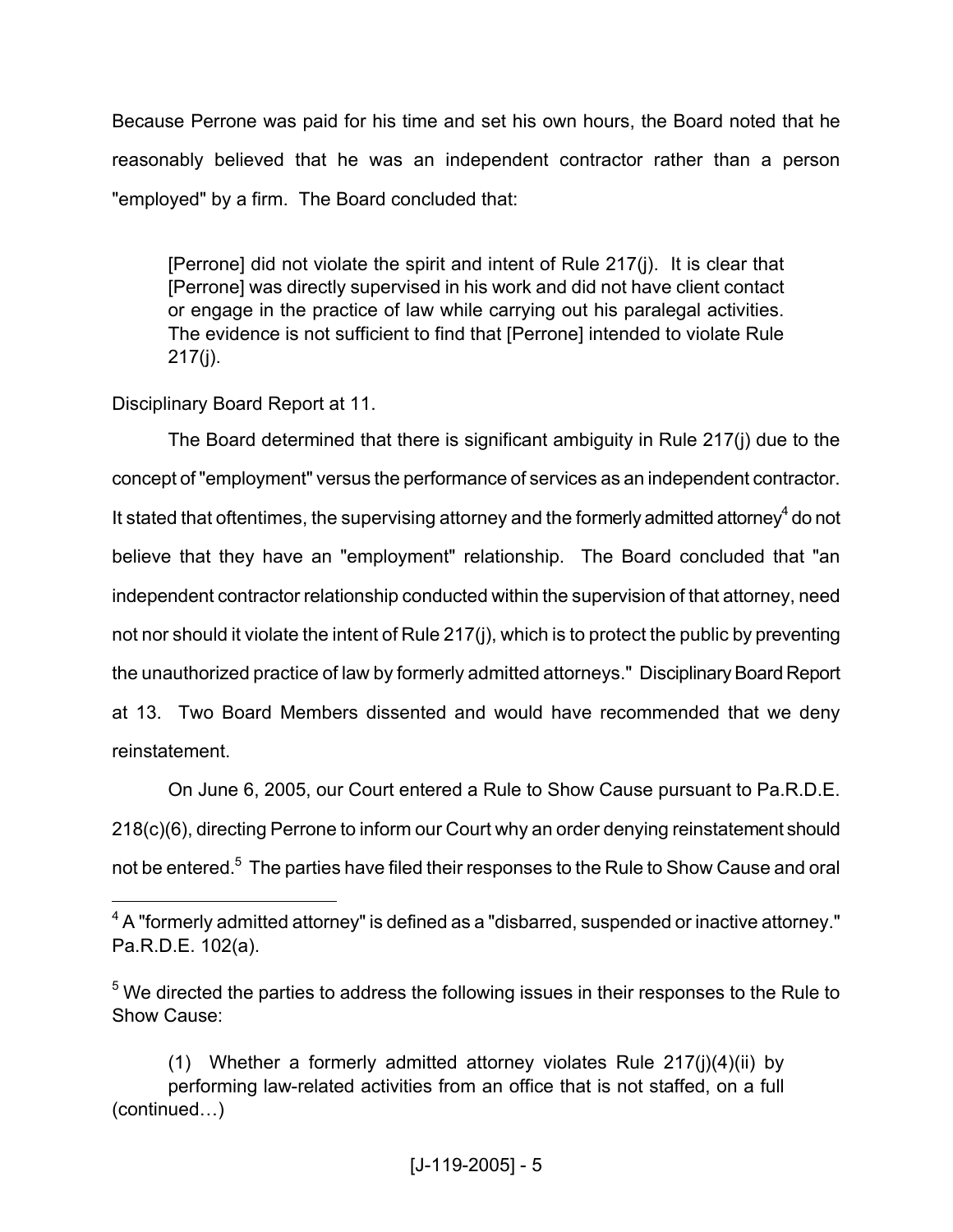Because Perrone was paid for his time and set his own hours, the Board noted that he reasonably believed that he was an independent contractor rather than a person "employed" by a firm. The Board concluded that:

> [Perrone] did not violate the spirit and intent of Rule 217(j). It is clear that [Perrone] was directly supervised in his work and did not have client contact or engage in the practice of law while carrying out his paralegal activities. The evidence is not sufficient to find that [Perrone] intended to violate Rule 217(j).

Disciplinary Board Report at 11.

The Board determined that there is significant ambiguity in Rule 217(j) due to the concept of "employment" versus the performance of services as an independent contractor. It stated that oftentimes, the supervising attorney and the formerly admitted attorney[4] do not believe that they have an "employment" relationship. The Board concluded that "an independent contractor relationship conducted within the supervision of that attorney, need not nor should it violate the intent of Rule 217(j), which is to protect the public by preventing the unauthorized practice of law by formerly admitted attorneys." Disciplinary Board Report at 13. Two Board Members dissented and would have recommended that we deny reinstatement.

On June 6, 2005, our Court entered a Rule to Show Cause pursuant to Pa.R.D.E. 218(c)(6), directing Perrone to inform our Court why an order denying reinstatement should not be entered.[5] The parties have filed their responses to the Rule to Show Cause and oral

---

[4] A "formerly admitted attorney" is defined as a "disbarred, suspended or inactive attorney." Pa.R.D.E. 102(a).

[5] We directed the parties to address the following issues in their responses to the Rule to Show Cause:

> (1) Whether a formerly admitted attorney violates Rule 217(j)(4)(ii) by performing law-related activities from an office that is not staffed, on a full

(continued…)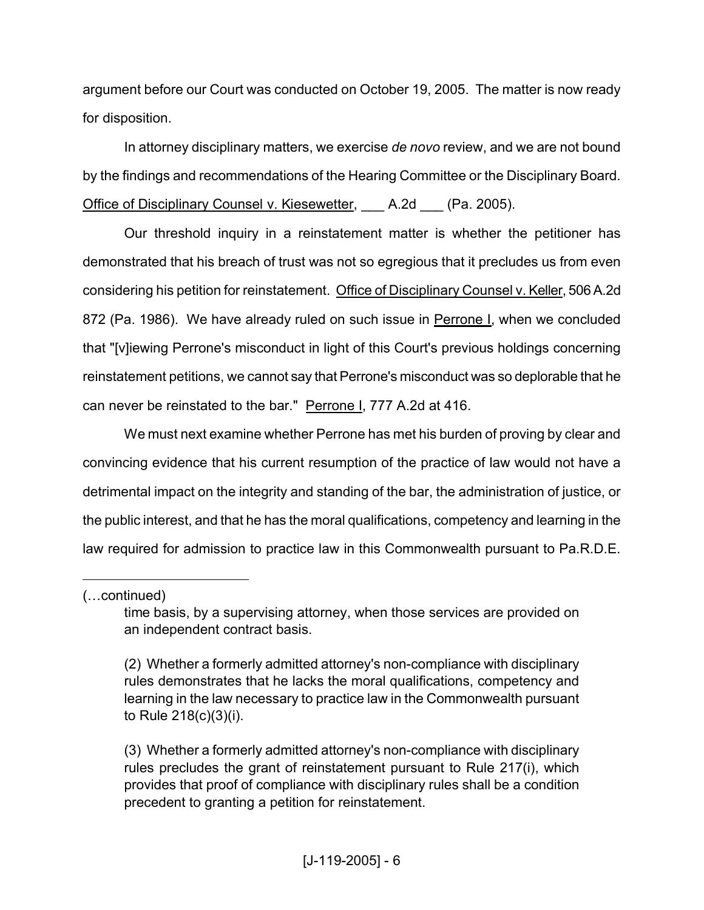argument before our Court was conducted on October 19, 2005. The matter is now ready for disposition.

In attorney disciplinary matters, we exercise *de novo* review, and we are not bound by the findings and recommendations of the Hearing Committee or the Disciplinary Board. Office of Disciplinary Counsel v. Kiesewetter, ___ A.2d ___ (Pa. 2005).

Our threshold inquiry in a reinstatement matter is whether the petitioner has demonstrated that his breach of trust was not so egregious that it precludes us from even considering his petition for reinstatement. Office of Disciplinary Counsel v. Keller, 506 A.2d 872 (Pa. 1986). We have already ruled on such issue in Perrone I, when we concluded that "[v]iewing Perrone's misconduct in light of this Court's previous holdings concerning reinstatement petitions, we cannot say that Perrone's misconduct was so deplorable that he can never be reinstated to the bar." Perrone I, 777 A.2d at 416.

We must next examine whether Perrone has met his burden of proving by clear and convincing evidence that his current resumption of the practice of law would not have a detrimental impact on the integrity and standing of the bar, the administration of justice, or the public interest, and that he has the moral qualifications, competency and learning in the law required for admission to practice law in this Commonwealth pursuant to Pa.R.D.E.

---

(…continued)

> time basis, by a supervising attorney, when those services are provided on an independent contract basis.
>
> (2) Whether a formerly admitted attorney's non-compliance with disciplinary rules demonstrates that he lacks the moral qualifications, competency and learning in the law necessary to practice law in the Commonwealth pursuant to Rule 218(c)(3)(i).
>
> (3) Whether a formerly admitted attorney's non-compliance with disciplinary rules precludes the grant of reinstatement pursuant to Rule 217(i), which provides that proof of compliance with disciplinary rules shall be a condition precedent to granting a petition for reinstatement.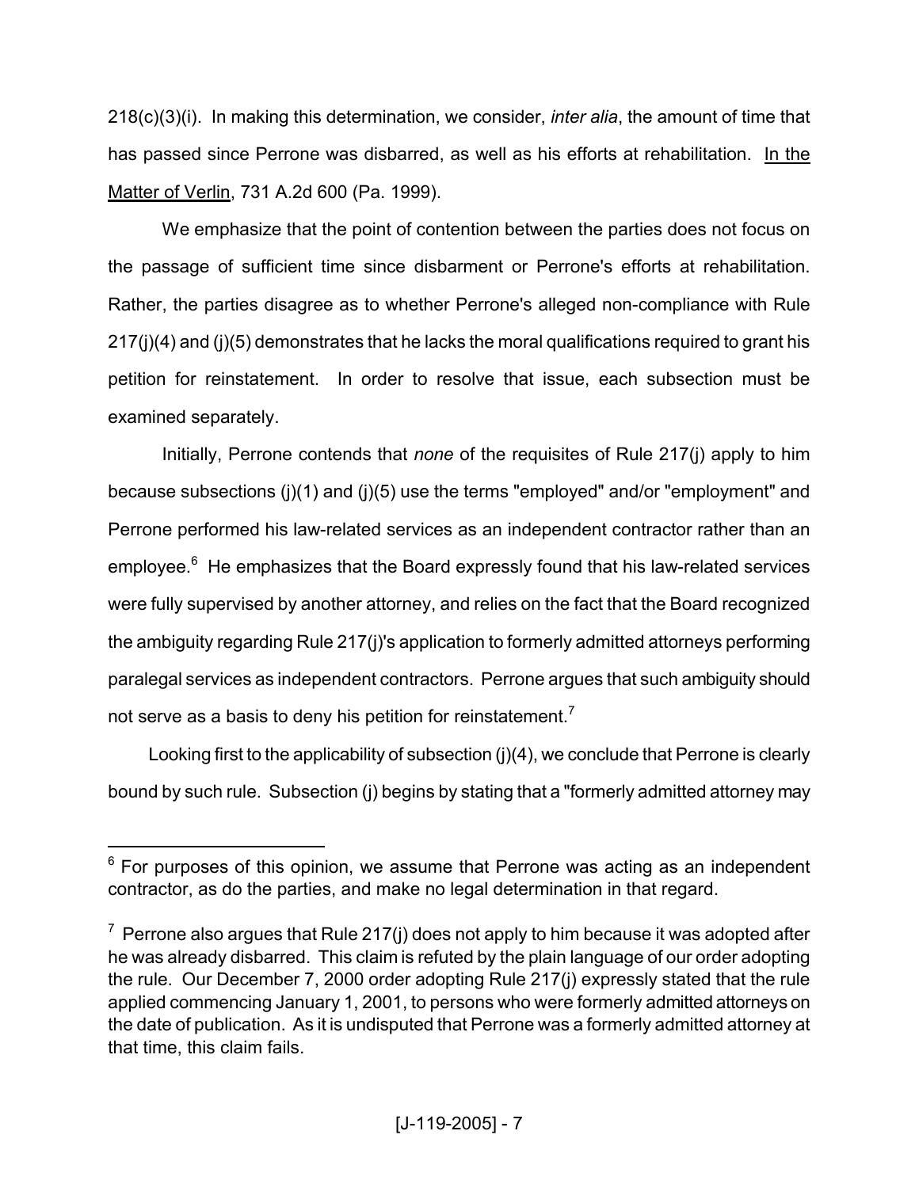218(c)(3)(i). In making this determination, we consider, *inter alia*, the amount of time that has passed since Perrone was disbarred, as well as his efforts at rehabilitation. In the Matter of Verlin, 731 A.2d 600 (Pa. 1999).

We emphasize that the point of contention between the parties does not focus on the passage of sufficient time since disbarment or Perrone's efforts at rehabilitation. Rather, the parties disagree as to whether Perrone's alleged non-compliance with Rule 217(j)(4) and (j)(5) demonstrates that he lacks the moral qualifications required to grant his petition for reinstatement. In order to resolve that issue, each subsection must be examined separately.

Initially, Perrone contends that *none* of the requisites of Rule 217(j) apply to him because subsections (j)(1) and (j)(5) use the terms "employed" and/or "employment" and Perrone performed his law-related services as an independent contractor rather than an employee.[6] He emphasizes that the Board expressly found that his law-related services were fully supervised by another attorney, and relies on the fact that the Board recognized the ambiguity regarding Rule 217(j)'s application to formerly admitted attorneys performing paralegal services as independent contractors. Perrone argues that such ambiguity should not serve as a basis to deny his petition for reinstatement.[7]

Looking first to the applicability of subsection (j)(4), we conclude that Perrone is clearly bound by such rule. Subsection (j) begins by stating that a "formerly admitted attorney may

---

[6] For purposes of this opinion, we assume that Perrone was acting as an independent contractor, as do the parties, and make no legal determination in that regard.

[7] Perrone also argues that Rule 217(j) does not apply to him because it was adopted after he was already disbarred. This claim is refuted by the plain language of our order adopting the rule. Our December 7, 2000 order adopting Rule 217(j) expressly stated that the rule applied commencing January 1, 2001, to persons who were formerly admitted attorneys on the date of publication. As it is undisputed that Perrone was a formerly admitted attorney at that time, this claim fails.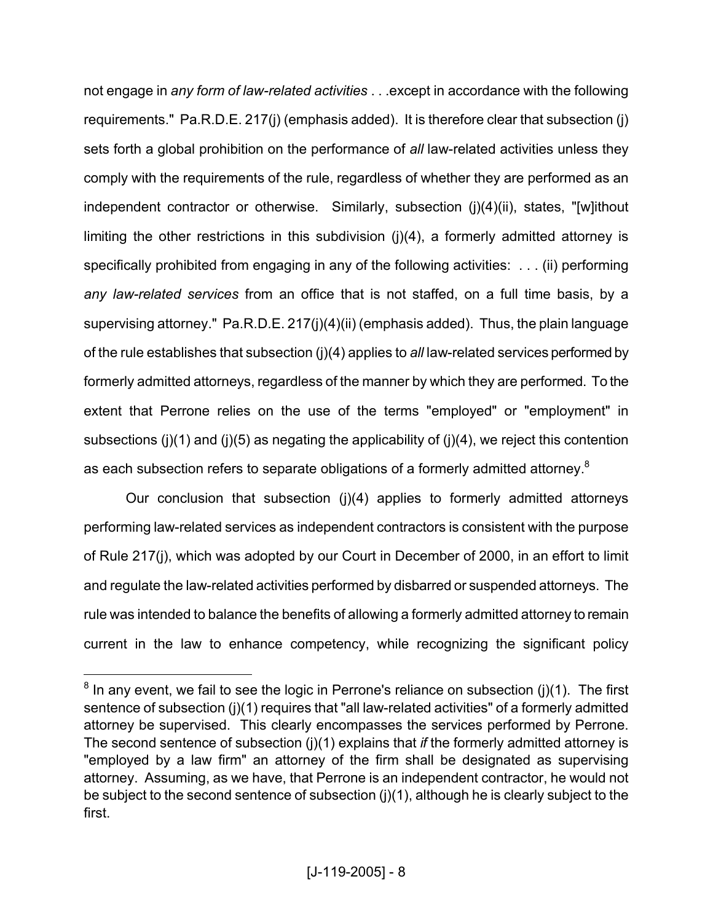not engage in *any form of law-related activities* . . .except in accordance with the following requirements." Pa.R.D.E. 217(j) (emphasis added). It is therefore clear that subsection (j) sets forth a global prohibition on the performance of *all* law-related activities unless they comply with the requirements of the rule, regardless of whether they are performed as an independent contractor or otherwise. Similarly, subsection (j)(4)(ii), states, "[w]ithout limiting the other restrictions in this subdivision (j)(4), a formerly admitted attorney is specifically prohibited from engaging in any of the following activities: . . . (ii) performing *any law-related services* from an office that is not staffed, on a full time basis, by a supervising attorney." Pa.R.D.E. 217(j)(4)(ii) (emphasis added). Thus, the plain language of the rule establishes that subsection (j)(4) applies to *all* law-related services performed by formerly admitted attorneys, regardless of the manner by which they are performed. To the extent that Perrone relies on the use of the terms "employed" or "employment" in subsections (j)(1) and (j)(5) as negating the applicability of (j)(4), we reject this contention as each subsection refers to separate obligations of a formerly admitted attorney.[8]

Our conclusion that subsection (j)(4) applies to formerly admitted attorneys performing law-related services as independent contractors is consistent with the purpose of Rule 217(j), which was adopted by our Court in December of 2000, in an effort to limit and regulate the law-related activities performed by disbarred or suspended attorneys. The rule was intended to balance the benefits of allowing a formerly admitted attorney to remain current in the law to enhance competency, while recognizing the significant policy

---

[8] In any event, we fail to see the logic in Perrone's reliance on subsection (j)(1). The first sentence of subsection (j)(1) requires that "all law-related activities" of a formerly admitted attorney be supervised. This clearly encompasses the services performed by Perrone. The second sentence of subsection (j)(1) explains that *if* the formerly admitted attorney is "employed by a law firm" an attorney of the firm shall be designated as supervising attorney. Assuming, as we have, that Perrone is an independent contractor, he would not be subject to the second sentence of subsection (j)(1), although he is clearly subject to the first.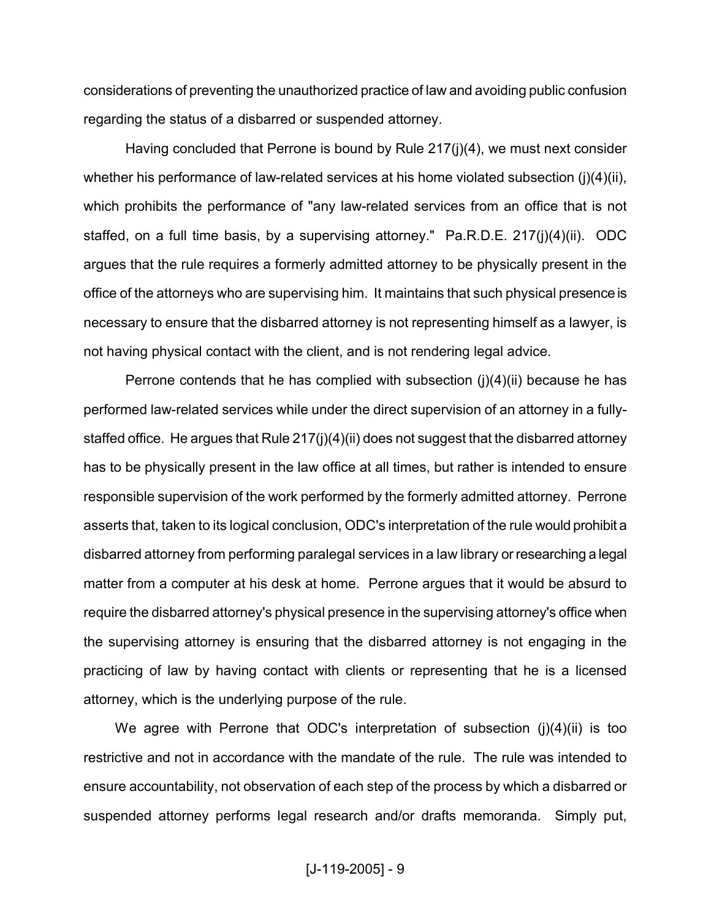considerations of preventing the unauthorized practice of law and avoiding public confusion regarding the status of a disbarred or suspended attorney.

Having concluded that Perrone is bound by Rule 217(j)(4), we must next consider whether his performance of law-related services at his home violated subsection (j)(4)(ii), which prohibits the performance of "any law-related services from an office that is not staffed, on a full time basis, by a supervising attorney." Pa.R.D.E. 217(j)(4)(ii). ODC argues that the rule requires a formerly admitted attorney to be physically present in the office of the attorneys who are supervising him. It maintains that such physical presence is necessary to ensure that the disbarred attorney is not representing himself as a lawyer, is not having physical contact with the client, and is not rendering legal advice.

Perrone contends that he has complied with subsection (j)(4)(ii) because he has performed law-related services while under the direct supervision of an attorney in a fully-staffed office. He argues that Rule 217(j)(4)(ii) does not suggest that the disbarred attorney has to be physically present in the law office at all times, but rather is intended to ensure responsible supervision of the work performed by the formerly admitted attorney. Perrone asserts that, taken to its logical conclusion, ODC's interpretation of the rule would prohibit a disbarred attorney from performing paralegal services in a law library or researching a legal matter from a computer at his desk at home. Perrone argues that it would be absurd to require the disbarred attorney's physical presence in the supervising attorney's office when the supervising attorney is ensuring that the disbarred attorney is not engaging in the practicing of law by having contact with clients or representing that he is a licensed attorney, which is the underlying purpose of the rule.

We agree with Perrone that ODC's interpretation of subsection (j)(4)(ii) is too restrictive and not in accordance with the mandate of the rule. The rule was intended to ensure accountability, not observation of each step of the process by which a disbarred or suspended attorney performs legal research and/or drafts memoranda. Simply put,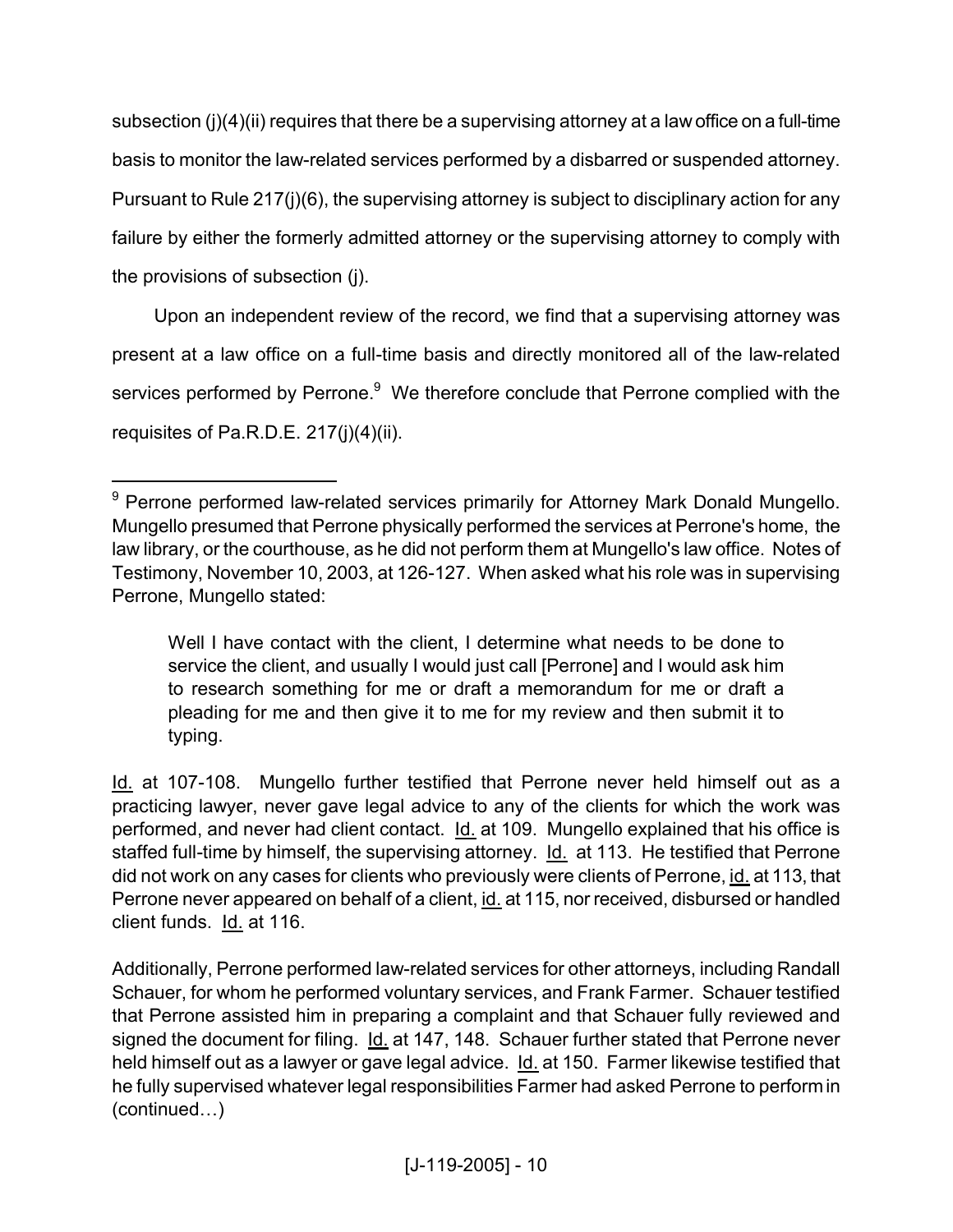subsection (j)(4)(ii) requires that there be a supervising attorney at a law office on a full-time basis to monitor the law-related services performed by a disbarred or suspended attorney. Pursuant to Rule 217(j)(6), the supervising attorney is subject to disciplinary action for any failure by either the formerly admitted attorney or the supervising attorney to comply with the provisions of subsection (j).

Upon an independent review of the record, we find that a supervising attorney was present at a law office on a full-time basis and directly monitored all of the law-related services performed by Perrone.[9] We therefore conclude that Perrone complied with the requisites of Pa.R.D.E. 217(j)(4)(ii).

---

[9] Perrone performed law-related services primarily for Attorney Mark Donald Mungello. Mungello presumed that Perrone physically performed the services at Perrone's home, the law library, or the courthouse, as he did not perform them at Mungello's law office. Notes of Testimony, November 10, 2003, at 126-127. When asked what his role was in supervising Perrone, Mungello stated:

> Well I have contact with the client, I determine what needs to be done to service the client, and usually I would just call [Perrone] and I would ask him to research something for me or draft a memorandum for me or draft a pleading for me and then give it to me for my review and then submit it to typing.

Id. at 107-108. Mungello further testified that Perrone never held himself out as a practicing lawyer, never gave legal advice to any of the clients for which the work was performed, and never had client contact. Id. at 109. Mungello explained that his office is staffed full-time by himself, the supervising attorney. Id. at 113. He testified that Perrone did not work on any cases for clients who previously were clients of Perrone, id. at 113, that Perrone never appeared on behalf of a client, id. at 115, nor received, disbursed or handled client funds. Id. at 116.

Additionally, Perrone performed law-related services for other attorneys, including Randall Schauer, for whom he performed voluntary services, and Frank Farmer. Schauer testified that Perrone assisted him in preparing a complaint and that Schauer fully reviewed and signed the document for filing. Id. at 147, 148. Schauer further stated that Perrone never held himself out as a lawyer or gave legal advice. Id. at 150. Farmer likewise testified that he fully supervised whatever legal responsibilities Farmer had asked Perrone to perform in (continued…)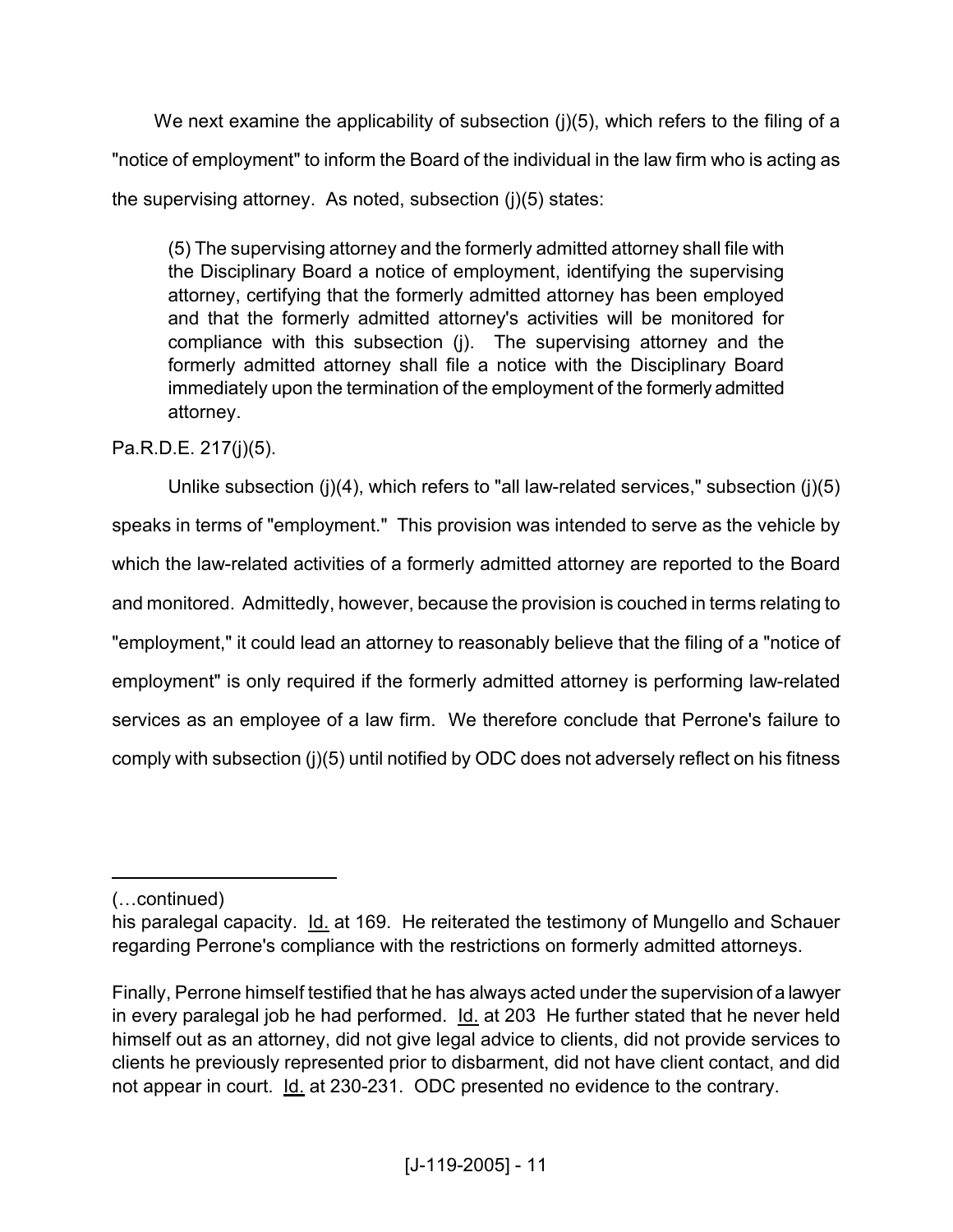We next examine the applicability of subsection (j)(5), which refers to the filing of a "notice of employment" to inform the Board of the individual in the law firm who is acting as the supervising attorney. As noted, subsection (j)(5) states:

> (5) The supervising attorney and the formerly admitted attorney shall file with the Disciplinary Board a notice of employment, identifying the supervising attorney, certifying that the formerly admitted attorney has been employed and that the formerly admitted attorney's activities will be monitored for compliance with this subsection (j). The supervising attorney and the formerly admitted attorney shall file a notice with the Disciplinary Board immediately upon the termination of the employment of the formerly admitted attorney.

Pa.R.D.E. 217(j)(5).

Unlike subsection (j)(4), which refers to "all law-related services," subsection (j)(5) speaks in terms of "employment." This provision was intended to serve as the vehicle by which the law-related activities of a formerly admitted attorney are reported to the Board and monitored. Admittedly, however, because the provision is couched in terms relating to "employment," it could lead an attorney to reasonably believe that the filing of a "notice of employment" is only required if the formerly admitted attorney is performing law-related services as an employee of a law firm. We therefore conclude that Perrone's failure to comply with subsection (j)(5) until notified by ODC does not adversely reflect on his fitness

---

(…continued)

his paralegal capacity. Id. at 169. He reiterated the testimony of Mungello and Schauer regarding Perrone's compliance with the restrictions on formerly admitted attorneys.

Finally, Perrone himself testified that he has always acted under the supervision of a lawyer in every paralegal job he had performed. Id. at 203 He further stated that he never held himself out as an attorney, did not give legal advice to clients, did not provide services to clients he previously represented prior to disbarment, did not have client contact, and did not appear in court. Id. at 230-231. ODC presented no evidence to the contrary.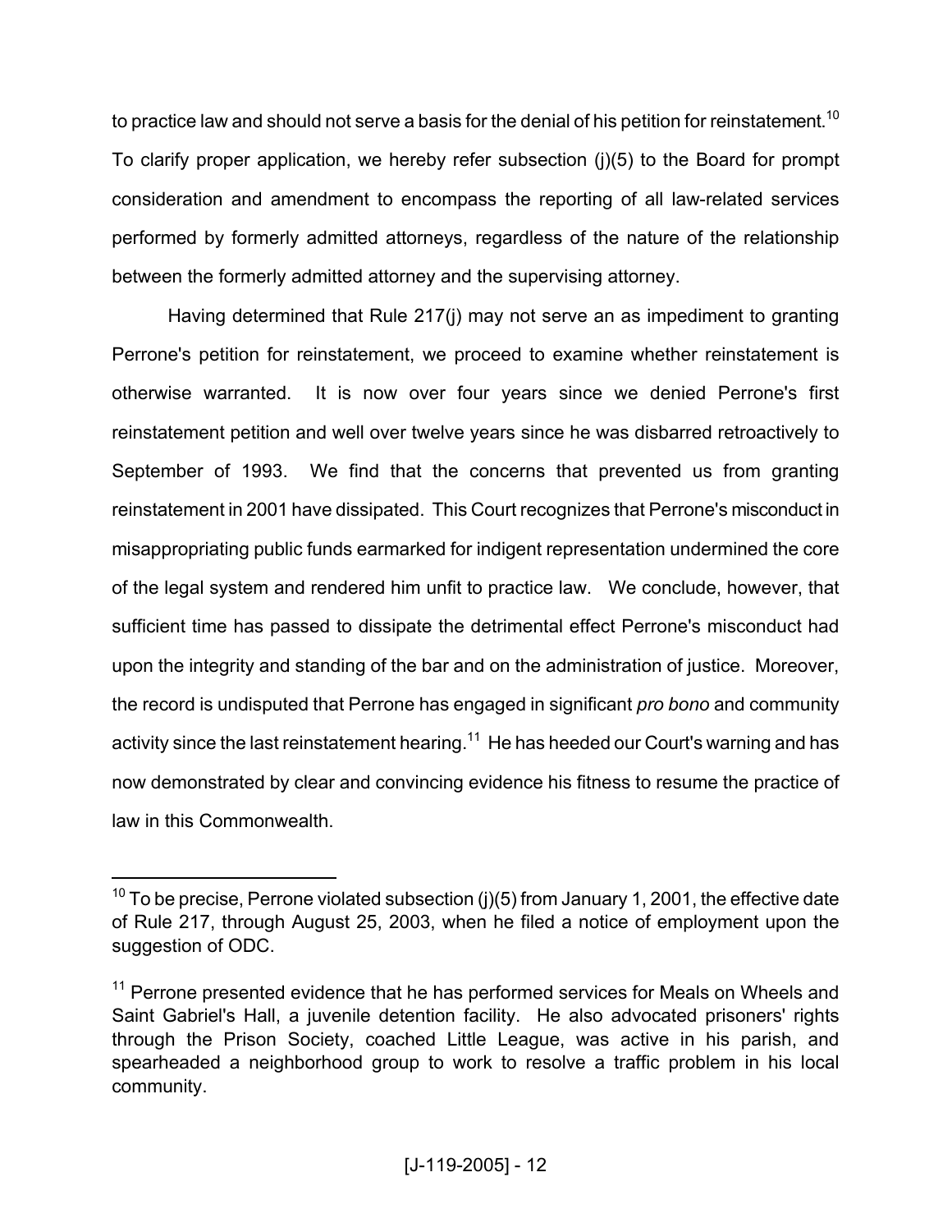to practice law and should not serve a basis for the denial of his petition for reinstatement.[10] To clarify proper application, we hereby refer subsection (j)(5) to the Board for prompt consideration and amendment to encompass the reporting of all law-related services performed by formerly admitted attorneys, regardless of the nature of the relationship between the formerly admitted attorney and the supervising attorney.

Having determined that Rule 217(j) may not serve an as impediment to granting Perrone's petition for reinstatement, we proceed to examine whether reinstatement is otherwise warranted. It is now over four years since we denied Perrone's first reinstatement petition and well over twelve years since he was disbarred retroactively to September of 1993. We find that the concerns that prevented us from granting reinstatement in 2001 have dissipated. This Court recognizes that Perrone's misconduct in misappropriating public funds earmarked for indigent representation undermined the core of the legal system and rendered him unfit to practice law. We conclude, however, that sufficient time has passed to dissipate the detrimental effect Perrone's misconduct had upon the integrity and standing of the bar and on the administration of justice. Moreover, the record is undisputed that Perrone has engaged in significant *pro bono* and community activity since the last reinstatement hearing.[11] He has heeded our Court's warning and has now demonstrated by clear and convincing evidence his fitness to resume the practice of law in this Commonwealth.

---

[10] To be precise, Perrone violated subsection (j)(5) from January 1, 2001, the effective date of Rule 217, through August 25, 2003, when he filed a notice of employment upon the suggestion of ODC.

[11] Perrone presented evidence that he has performed services for Meals on Wheels and Saint Gabriel's Hall, a juvenile detention facility. He also advocated prisoners' rights through the Prison Society, coached Little League, was active in his parish, and spearheaded a neighborhood group to work to resolve a traffic problem in his local community.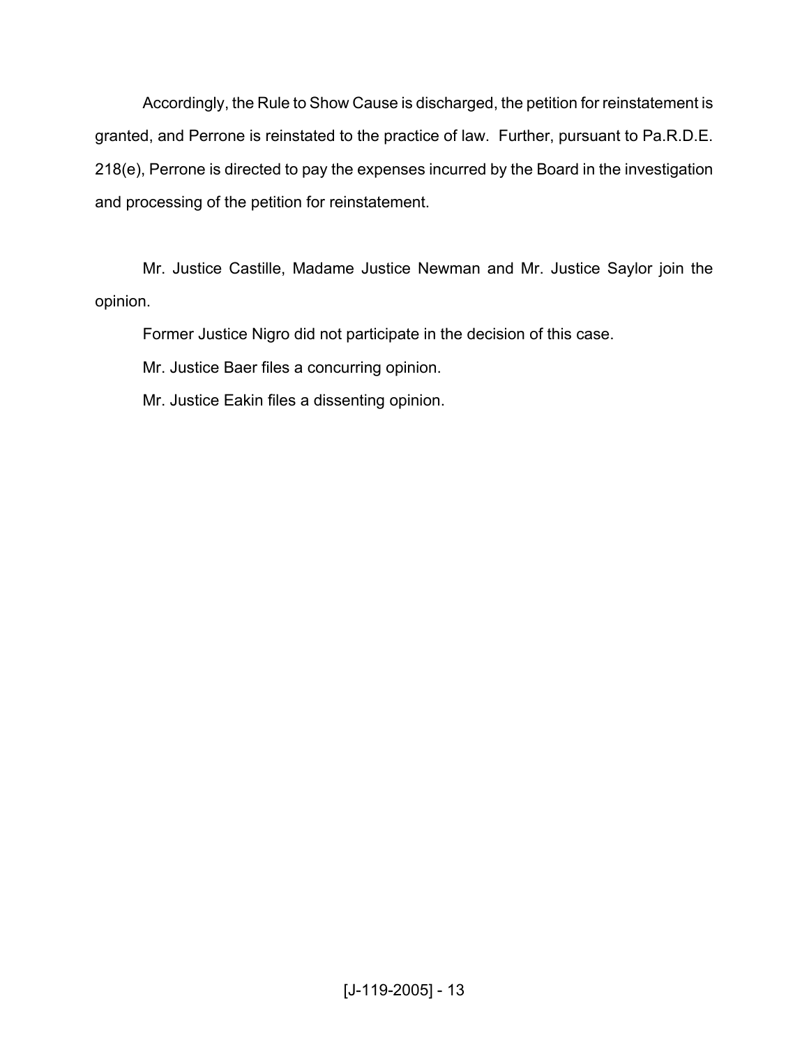Accordingly, the Rule to Show Cause is discharged, the petition for reinstatement is granted, and Perrone is reinstated to the practice of law. Further, pursuant to Pa.R.D.E. 218(e), Perrone is directed to pay the expenses incurred by the Board in the investigation and processing of the petition for reinstatement.

Mr. Justice Castille, Madame Justice Newman and Mr. Justice Saylor join the opinion.

Former Justice Nigro did not participate in the decision of this case.

Mr. Justice Baer files a concurring opinion.

Mr. Justice Eakin files a dissenting opinion.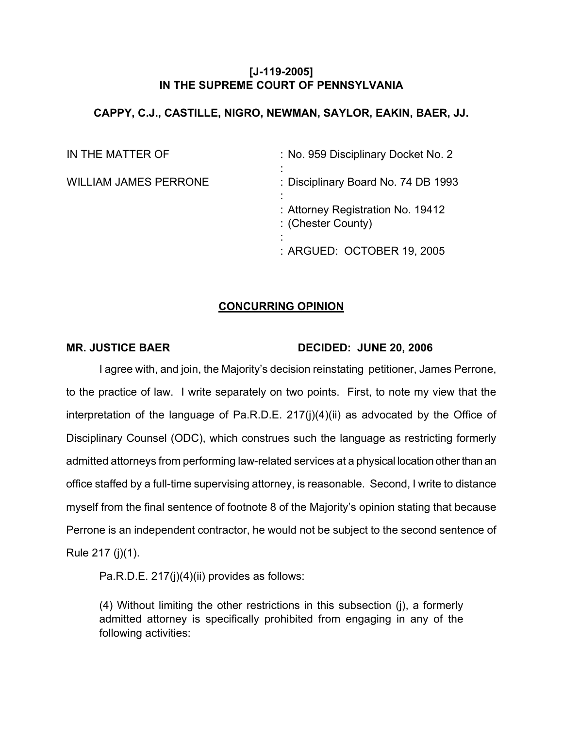**[J-119-2005]**
**IN THE SUPREME COURT OF PENNSYLVANIA**

**CAPPY, C.J., CASTILLE, NIGRO, NEWMAN, SAYLOR, EAKIN, BAER, JJ.**

| | |
|---|---|
| IN THE MATTER OF | : No. 959 Disciplinary Docket No. 2 |
| | : |
| WILLIAM JAMES PERRONE | : Disciplinary Board No. 74 DB 1993 |
| | : |
| | : Attorney Registration No. 19412 |
| | : (Chester County) |
| | : |
| | : ARGUED: OCTOBER 19, 2005 |

## CONCURRING OPINION

**MR. JUSTICE BAER** **DECIDED: JUNE 20, 2006**

I agree with, and join, the Majority's decision reinstating petitioner, James Perrone, to the practice of law. I write separately on two points. First, to note my view that the interpretation of the language of Pa.R.D.E. 217(j)(4)(ii) as advocated by the Office of Disciplinary Counsel (ODC), which construes such the language as restricting formerly admitted attorneys from performing law-related services at a physical location other than an office staffed by a full-time supervising attorney, is reasonable. Second, I write to distance myself from the final sentence of footnote 8 of the Majority's opinion stating that because Perrone is an independent contractor, he would not be subject to the second sentence of Rule 217 (j)(1).

Pa.R.D.E. 217(j)(4)(ii) provides as follows:

> (4) Without limiting the other restrictions in this subsection (j), a formerly admitted attorney is specifically prohibited from engaging in any of the following activities: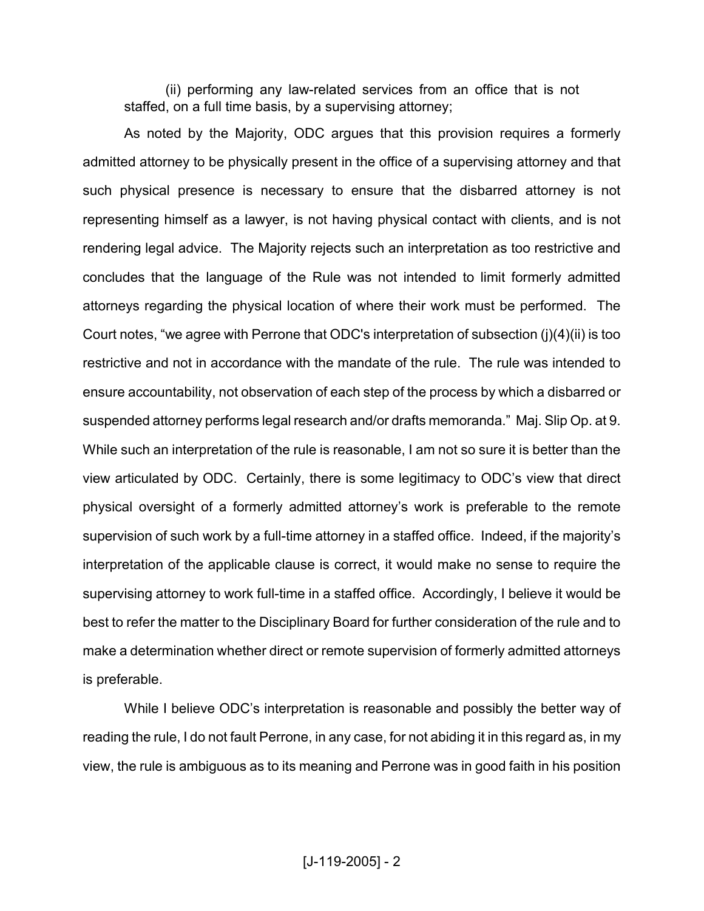(ii) performing any law-related services from an office that is not staffed, on a full time basis, by a supervising attorney;

As noted by the Majority, ODC argues that this provision requires a formerly admitted attorney to be physically present in the office of a supervising attorney and that such physical presence is necessary to ensure that the disbarred attorney is not representing himself as a lawyer, is not having physical contact with clients, and is not rendering legal advice. The Majority rejects such an interpretation as too restrictive and concludes that the language of the Rule was not intended to limit formerly admitted attorneys regarding the physical location of where their work must be performed. The Court notes, "we agree with Perrone that ODC's interpretation of subsection (j)(4)(ii) is too restrictive and not in accordance with the mandate of the rule. The rule was intended to ensure accountability, not observation of each step of the process by which a disbarred or suspended attorney performs legal research and/or drafts memoranda." Maj. Slip Op. at 9. While such an interpretation of the rule is reasonable, I am not so sure it is better than the view articulated by ODC. Certainly, there is some legitimacy to ODC's view that direct physical oversight of a formerly admitted attorney's work is preferable to the remote supervision of such work by a full-time attorney in a staffed office. Indeed, if the majority's interpretation of the applicable clause is correct, it would make no sense to require the supervising attorney to work full-time in a staffed office. Accordingly, I believe it would be best to refer the matter to the Disciplinary Board for further consideration of the rule and to make a determination whether direct or remote supervision of formerly admitted attorneys is preferable.

While I believe ODC's interpretation is reasonable and possibly the better way of reading the rule, I do not fault Perrone, in any case, for not abiding it in this regard as, in my view, the rule is ambiguous as to its meaning and Perrone was in good faith in his position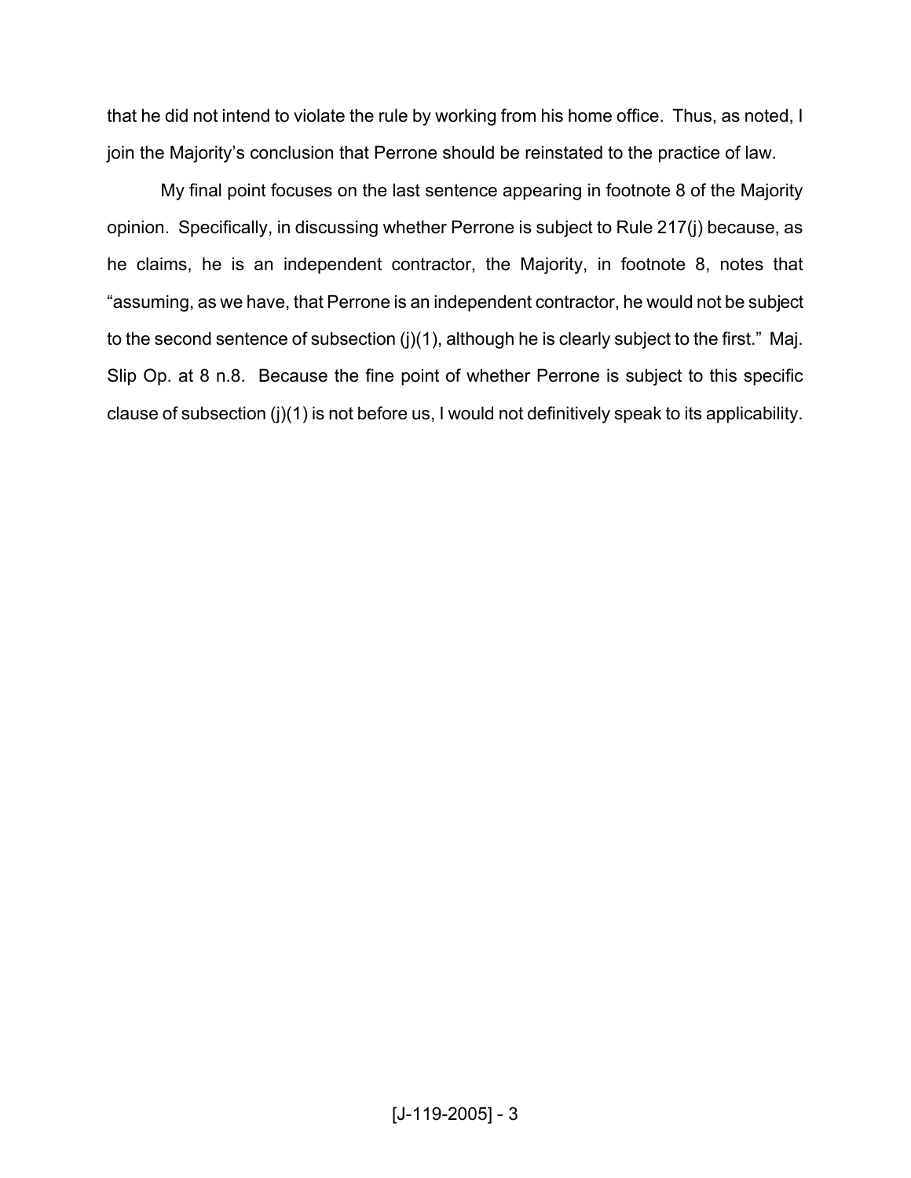that he did not intend to violate the rule by working from his home office. Thus, as noted, I join the Majority's conclusion that Perrone should be reinstated to the practice of law.

My final point focuses on the last sentence appearing in footnote 8 of the Majority opinion. Specifically, in discussing whether Perrone is subject to Rule 217(j) because, as he claims, he is an independent contractor, the Majority, in footnote 8, notes that "assuming, as we have, that Perrone is an independent contractor, he would not be subject to the second sentence of subsection (j)(1), although he is clearly subject to the first." Maj. Slip Op. at 8 n.8. Because the fine point of whether Perrone is subject to this specific clause of subsection (j)(1) is not before us, I would not definitively speak to its applicability.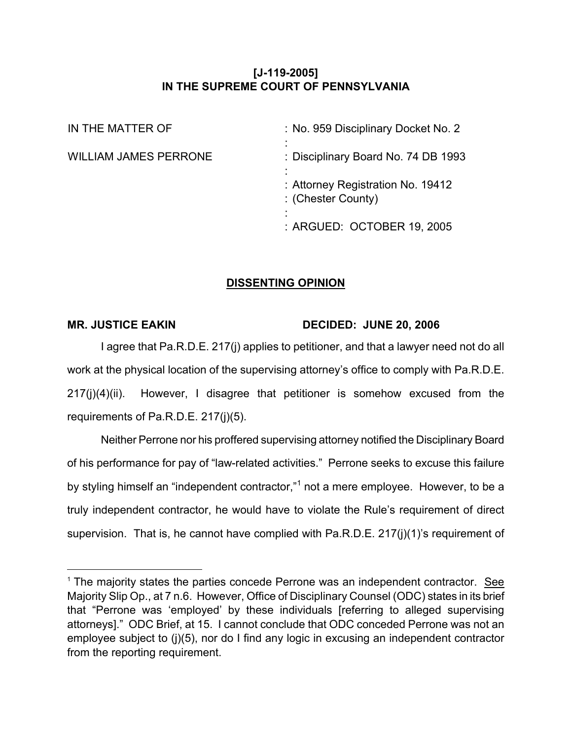**[J-119-2005]**
**IN THE SUPREME COURT OF PENNSYLVANIA**

| | |
|---|---|
| IN THE MATTER OF | : No. 959 Disciplinary Docket No. 2 |
| | : |
| WILLIAM JAMES PERRONE | : Disciplinary Board No. 74 DB 1993 |
| | : |
| | : Attorney Registration No. 19412 |
| | : (Chester County) |
| | : |
| | : ARGUED: OCTOBER 19, 2005 |

## DISSENTING OPINION

**MR. JUSTICE EAKIN** **DECIDED: JUNE 20, 2006**

I agree that Pa.R.D.E. 217(j) applies to petitioner, and that a lawyer need not do all work at the physical location of the supervising attorney's office to comply with Pa.R.D.E. 217(j)(4)(ii). However, I disagree that petitioner is somehow excused from the requirements of Pa.R.D.E. 217(j)(5).

Neither Perrone nor his proffered supervising attorney notified the Disciplinary Board of his performance for pay of "law-related activities." Perrone seeks to excuse this failure by styling himself an "independent contractor,"[1] not a mere employee. However, to be a truly independent contractor, he would have to violate the Rule's requirement of direct supervision. That is, he cannot have complied with Pa.R.D.E. 217(j)(1)'s requirement of

---

[1] The majority states the parties concede Perrone was an independent contractor. See Majority Slip Op., at 7 n.6. However, Office of Disciplinary Counsel (ODC) states in its brief that "Perrone was 'employed' by these individuals [referring to alleged supervising attorneys]." ODC Brief, at 15. I cannot conclude that ODC conceded Perrone was not an employee subject to (j)(5), nor do I find any logic in excusing an independent contractor from the reporting requirement.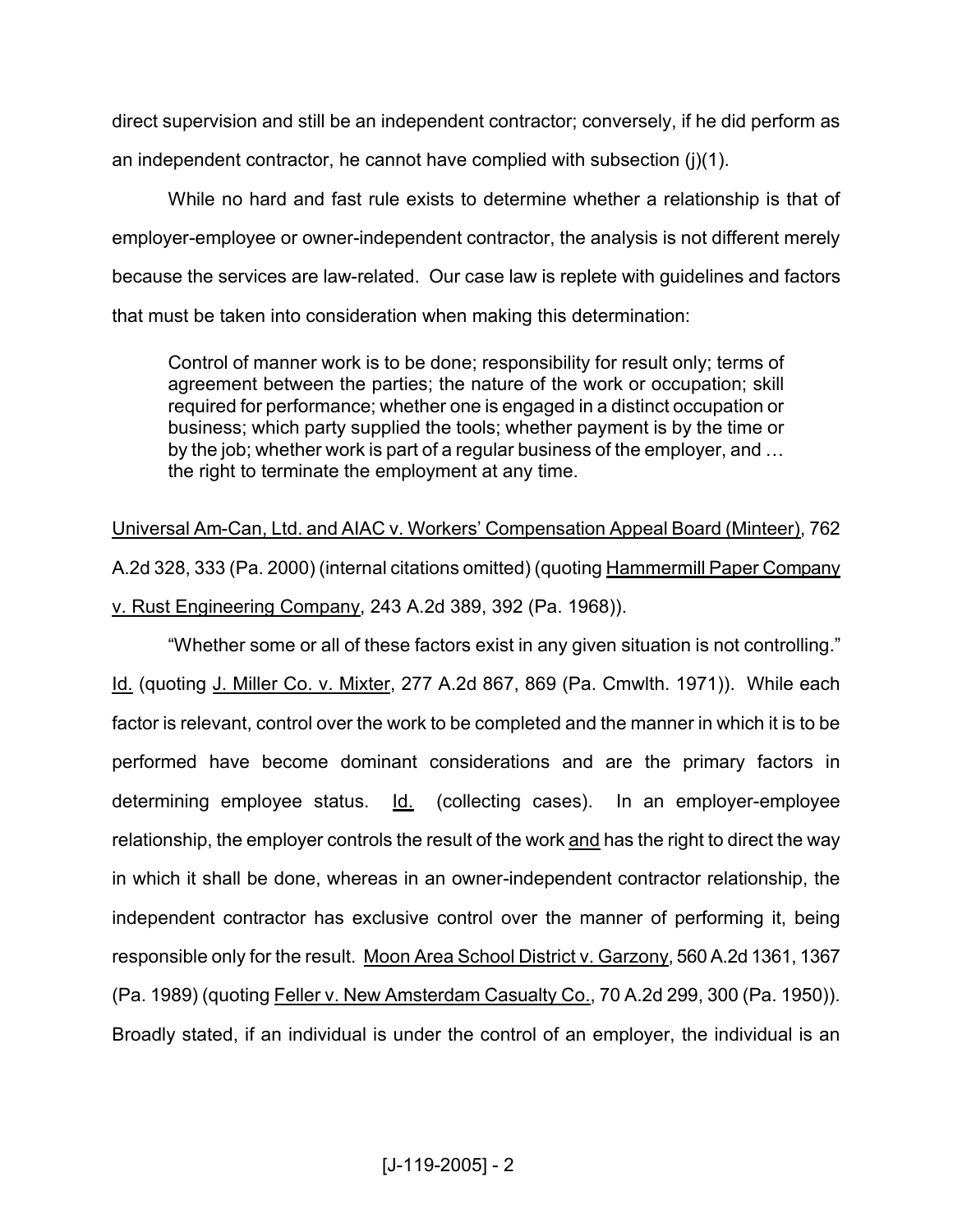direct supervision and still be an independent contractor; conversely, if he did perform as an independent contractor, he cannot have complied with subsection (j)(1).

While no hard and fast rule exists to determine whether a relationship is that of employer-employee or owner-independent contractor, the analysis is not different merely because the services are law-related. Our case law is replete with guidelines and factors that must be taken into consideration when making this determination:

> Control of manner work is to be done; responsibility for result only; terms of agreement between the parties; the nature of the work or occupation; skill required for performance; whether one is engaged in a distinct occupation or business; which party supplied the tools; whether payment is by the time or by the job; whether work is part of a regular business of the employer, and … the right to terminate the employment at any time.

Universal Am-Can, Ltd. and AIAC v. Workers' Compensation Appeal Board (Minteer), 762 A.2d 328, 333 (Pa. 2000) (internal citations omitted) (quoting Hammermill Paper Company v. Rust Engineering Company, 243 A.2d 389, 392 (Pa. 1968)).

"Whether some or all of these factors exist in any given situation is not controlling." Id. (quoting J. Miller Co. v. Mixter, 277 A.2d 867, 869 (Pa. Cmwlth. 1971)). While each factor is relevant, control over the work to be completed and the manner in which it is to be performed have become dominant considerations and are the primary factors in determining employee status. Id. (collecting cases). In an employer-employee relationship, the employer controls the result of the work <u>and</u> has the right to direct the way in which it shall be done, whereas in an owner-independent contractor relationship, the independent contractor has exclusive control over the manner of performing it, being responsible only for the result. Moon Area School District v. Garzony, 560 A.2d 1361, 1367 (Pa. 1989) (quoting Feller v. New Amsterdam Casualty Co., 70 A.2d 299, 300 (Pa. 1950)). Broadly stated, if an individual is under the control of an employer, the individual is an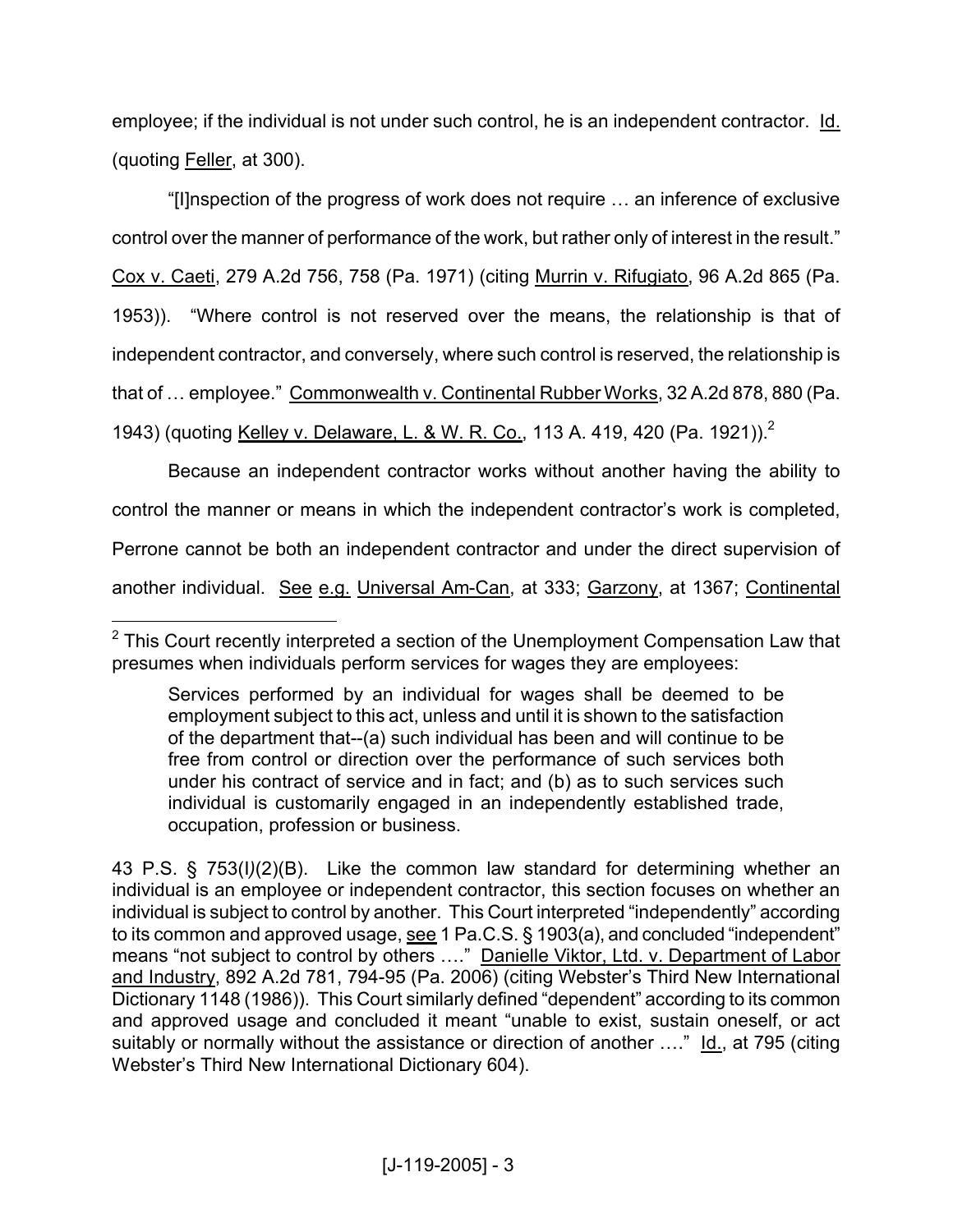employee; if the individual is not under such control, he is an independent contractor. Id. (quoting Feller, at 300).

"[I]nspection of the progress of work does not require … an inference of exclusive control over the manner of performance of the work, but rather only of interest in the result." Cox v. Caeti, 279 A.2d 756, 758 (Pa. 1971) (citing Murrin v. Rifugiato, 96 A.2d 865 (Pa. 1953)). "Where control is not reserved over the means, the relationship is that of independent contractor, and conversely, where such control is reserved, the relationship is that of … employee." Commonwealth v. Continental Rubber Works, 32 A.2d 878, 880 (Pa. 1943) (quoting Kelley v. Delaware, L. & W. R. Co., 113 A. 419, 420 (Pa. 1921)).[2]

Because an independent contractor works without another having the ability to control the manner or means in which the independent contractor's work is completed, Perrone cannot be both an independent contractor and under the direct supervision of another individual. See e.g. Universal Am-Can, at 333; Garzony, at 1367; Continental

---

[2] This Court recently interpreted a section of the Unemployment Compensation Law that presumes when individuals perform services for wages they are employees:

> Services performed by an individual for wages shall be deemed to be employment subject to this act, unless and until it is shown to the satisfaction of the department that--(a) such individual has been and will continue to be free from control or direction over the performance of such services both under his contract of service and in fact; and (b) as to such services such individual is customarily engaged in an independently established trade, occupation, profession or business.

43 P.S. § 753(I)(2)(B). Like the common law standard for determining whether an individual is an employee or independent contractor, this section focuses on whether an individual is subject to control by another. This Court interpreted "independently" according to its common and approved usage, see 1 Pa.C.S. § 1903(a), and concluded "independent" means "not subject to control by others …." Danielle Viktor, Ltd. v. Department of Labor and Industry, 892 A.2d 781, 794-95 (Pa. 2006) (citing Webster's Third New International Dictionary 1148 (1986)). This Court similarly defined "dependent" according to its common and approved usage and concluded it meant "unable to exist, sustain oneself, or act suitably or normally without the assistance or direction of another …." Id., at 795 (citing Webster's Third New International Dictionary 604).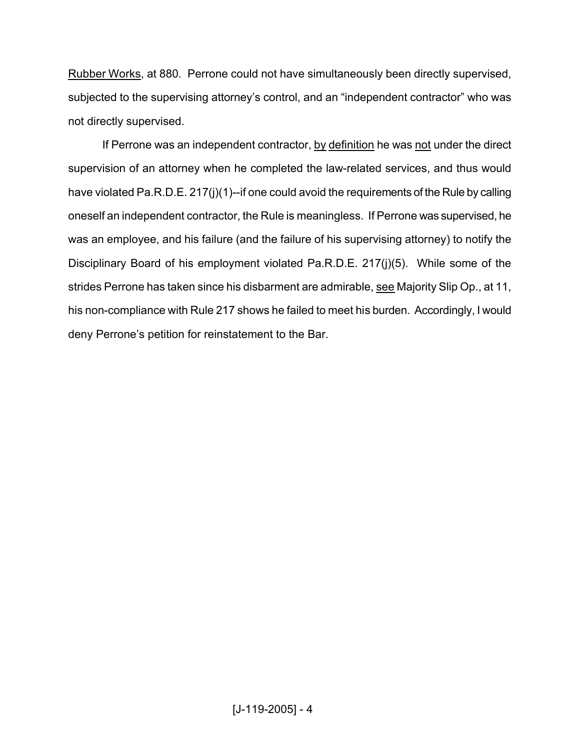Rubber Works, at 880. Perrone could not have simultaneously been directly supervised, subjected to the supervising attorney's control, and an "independent contractor" who was not directly supervised.

If Perrone was an independent contractor, by definition he was not under the direct supervision of an attorney when he completed the law-related services, and thus would have violated Pa.R.D.E. 217(j)(1)--if one could avoid the requirements of the Rule by calling oneself an independent contractor, the Rule is meaningless. If Perrone was supervised, he was an employee, and his failure (and the failure of his supervising attorney) to notify the Disciplinary Board of his employment violated Pa.R.D.E. 217(j)(5). While some of the strides Perrone has taken since his disbarment are admirable, see Majority Slip Op., at 11, his non-compliance with Rule 217 shows he failed to meet his burden. Accordingly, I would deny Perrone's petition for reinstatement to the Bar.